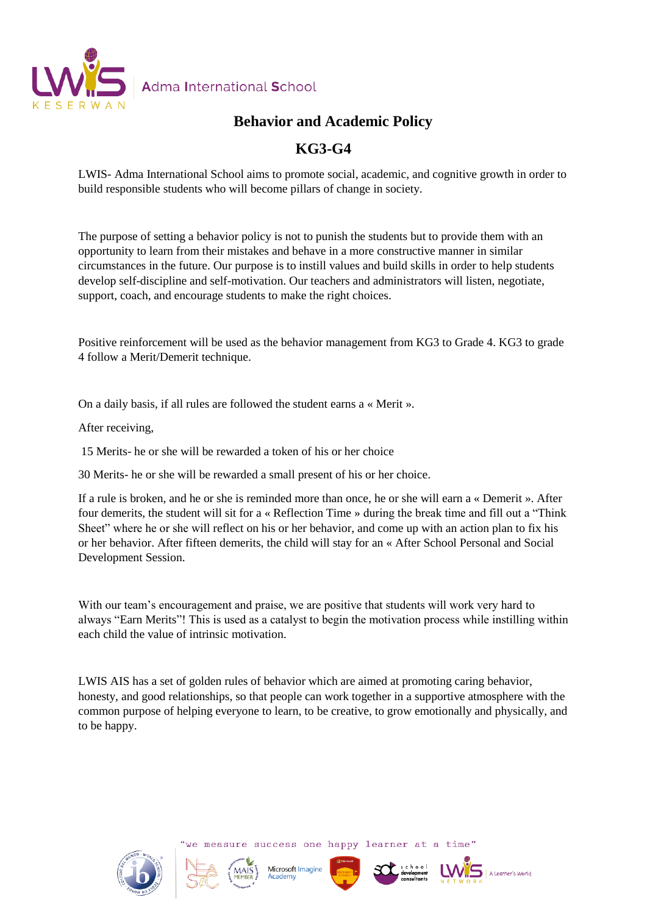# Behavior and Academic Policy

## KG3-G4

LWIS- Adma International School aims to promote social, academic, and cognitive growth in order to build responsible students who will become pillars of change in society.

The purpose of setting a behavior policy is not to punish the students but to provide them with an opportunity to learn from their mistakes and behave in a more constructive manner in similar circumstances in the future. Our purpose is to instill values and build skills in order to help students develop self-discipline and self-motivation. Our teachers and administrators will listen, negotiate, support, coach, and encourage students to make the right choices.

Positive reinforcement will be used as the behavior management from KG3 to Grade 4. KG3 to grade 4 follow a Merit/Demerit technique.

On a daily basis, if all rules are followed the student earns a « Merit ».

After receiving,

15 Merits- he or she will be rewarded a token of his or her choice

30 Merits- he or she will be rewarded a small present of his or her choice.

If a rule is broken, and he or she is reminded more than once, he or she will earn a « Demerit ». After four demerits, the student will sit for a « Reflection Time » during the break time and fill out a "Think Sheet" where he or she will reflect on his or her behavior, and come up with an action plan to fix his or her behavior. After fifteen demerits, the child will stay for an « After School Personal and Social Development Session.

With our team's encouragement and praise, we are positive that students will work very hard to always "Earn Merits"! This is used as a catalyst to begin the motivation process while instilling within each child the value of intrinsic motivation.

LWIS AIS has a set of golden rules of behavior which are aimed at promoting caring behavior, honesty, and good relationships, so that people can work together in a supportive atmosphere with the common purpose of helping everyone to learn, to be creative, to grow emotionally and physically, and to be happy.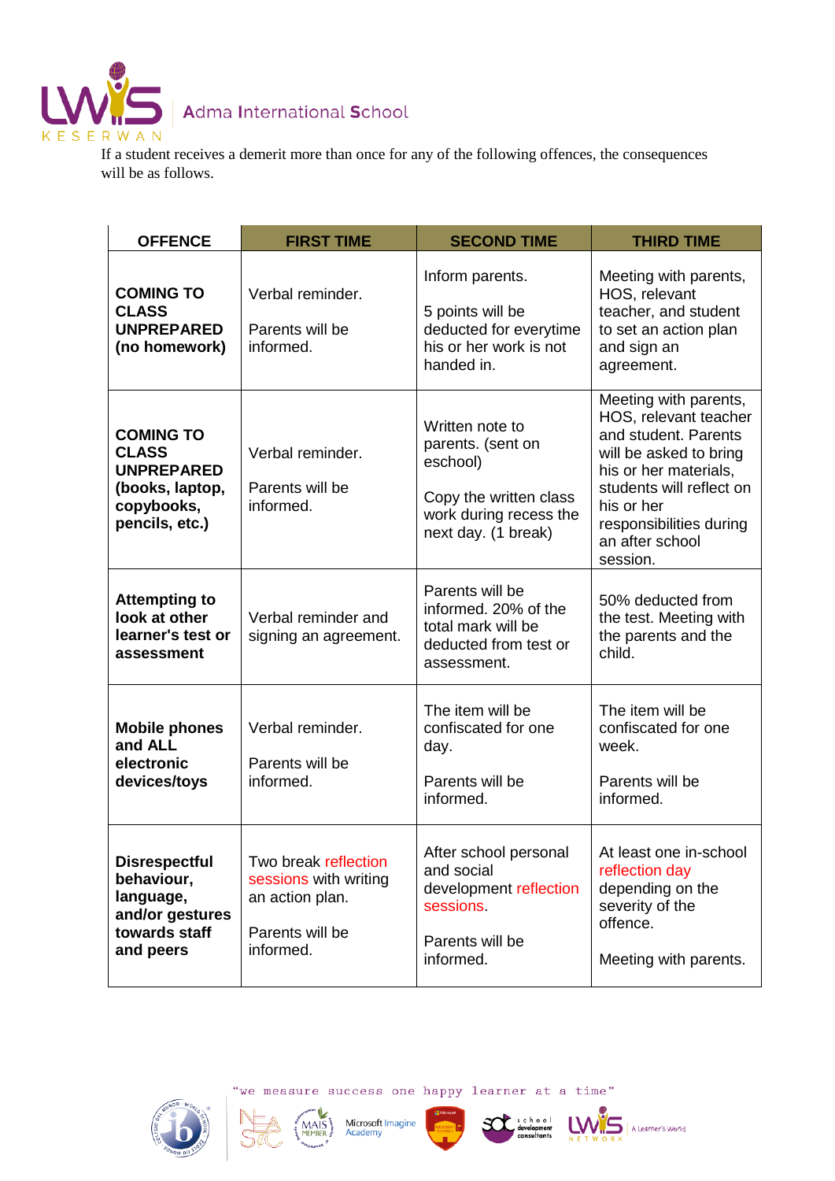If a student receives a demerit more than once for any of the following offences, the consequences will be as follows.

| OFFENCE | FIRST TIME | SECOND TIME | THIRD TIME |
|---|---|---|---|
| **COMING TO CLASS UNPREPARED (no homework)** | Verbal reminder.<br><br>Parents will be informed. | Inform parents.<br><br>5 points will be deducted for everytime his or her work is not handed in. | Meeting with parents, HOS, relevant teacher, and student to set an action plan and sign an agreement. |
| **COMING TO CLASS UNPREPARED (books, laptop, copybooks, pencils, etc.)** | Verbal reminder.<br><br>Parents will be informed. | Written note to parents. (sent on eschool)<br><br>Copy the written class work during recess the next day. (1 break) | Meeting with parents, HOS, relevant teacher and student. Parents will be asked to bring his or her materials, students will reflect on his or her responsibilities during an after school session. |
| **Attempting to look at other learner's test or assessment** | Verbal reminder and signing an agreement. | Parents will be informed. 20% of the total mark will be deducted from test or assessment. | 50% deducted from the test. Meeting with the parents and the child. |
| **Mobile phones and ALL electronic devices/toys** | Verbal reminder.<br><br>Parents will be informed. | The item will be confiscated for one day.<br><br>Parents will be informed. | The item will be confiscated for one week.<br><br>Parents will be informed. |
| **Disrespectful behaviour, language, and/or gestures towards staff and peers** | Two break reflection sessions with writing an action plan.<br><br>Parents will be informed. | After school personal and social development reflection sessions.<br><br>Parents will be informed. | At least one in-school reflection day depending on the severity of the offence.<br><br>Meeting with parents. |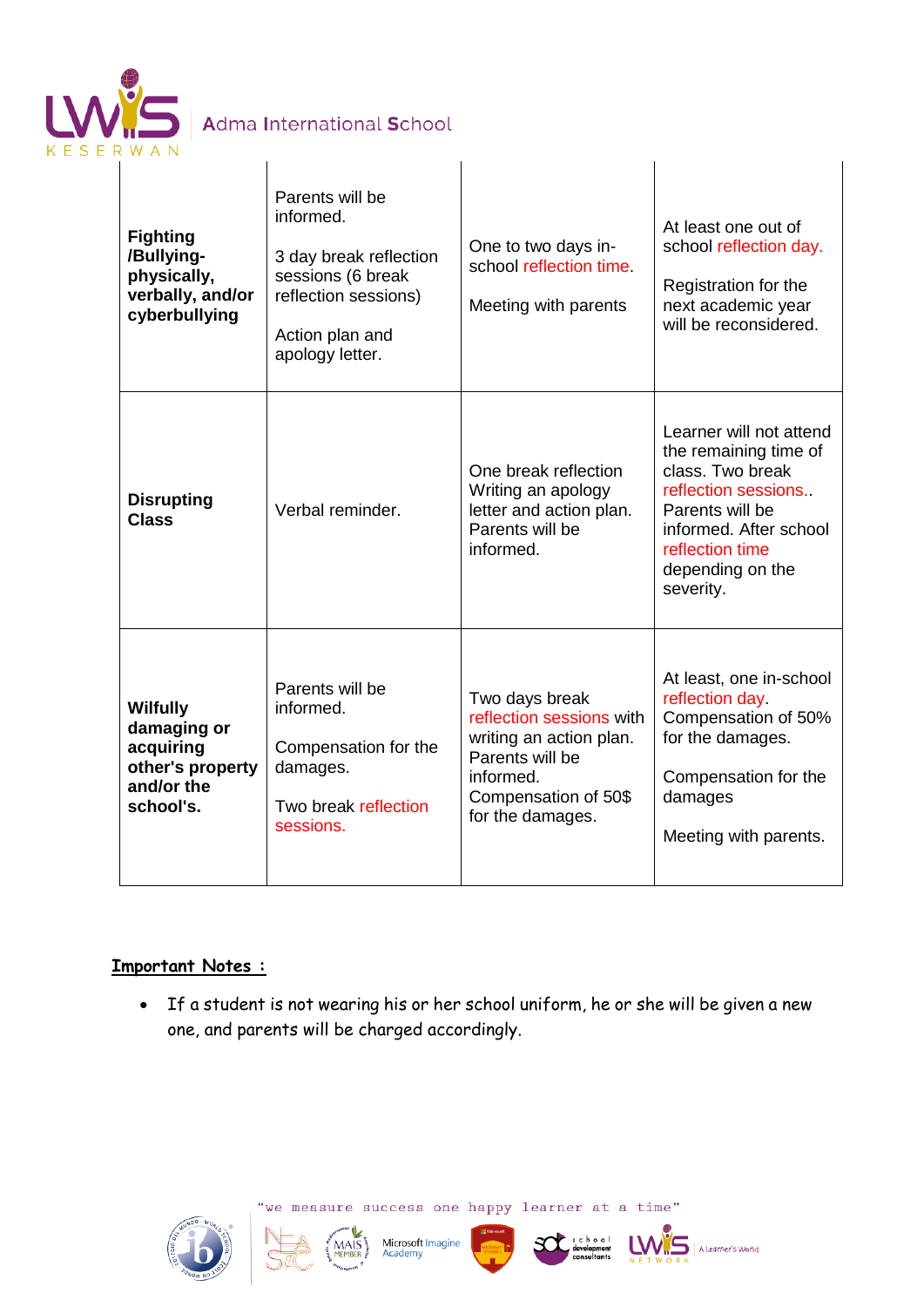| | | | |
|---|---|---|---|
| **Fighting /Bullying- physically, verbally, and/or cyberbullying** | Parents will be informed.<br><br>3 day break reflection sessions (6 break reflection sessions)<br><br>Action plan and apology letter. | One to two days in-school reflection time.<br><br>Meeting with parents | At least one out of school reflection day.<br><br>Registration for the next academic year will be reconsidered. |
| **Disrupting Class** | Verbal reminder. | One break reflection Writing an apology letter and action plan. Parents will be informed. | Learner will not attend the remaining time of class. Two break reflection sessions.. Parents will be informed. After school reflection time depending on the severity. |
| **Wilfully damaging or acquiring other's property and/or the school's.** | Parents will be informed.<br><br>Compensation for the damages.<br><br>Two break reflection sessions. | Two days break reflection sessions with writing an action plan. Parents will be informed. Compensation of 50$ for the damages. | At least, one in-school reflection day. Compensation of 50% for the damages.<br><br>Compensation for the damages<br><br>Meeting with parents. |

**Important Notes :**

- If a student is not wearing his or her school uniform, he or she will be given a new one, and parents will be charged accordingly.